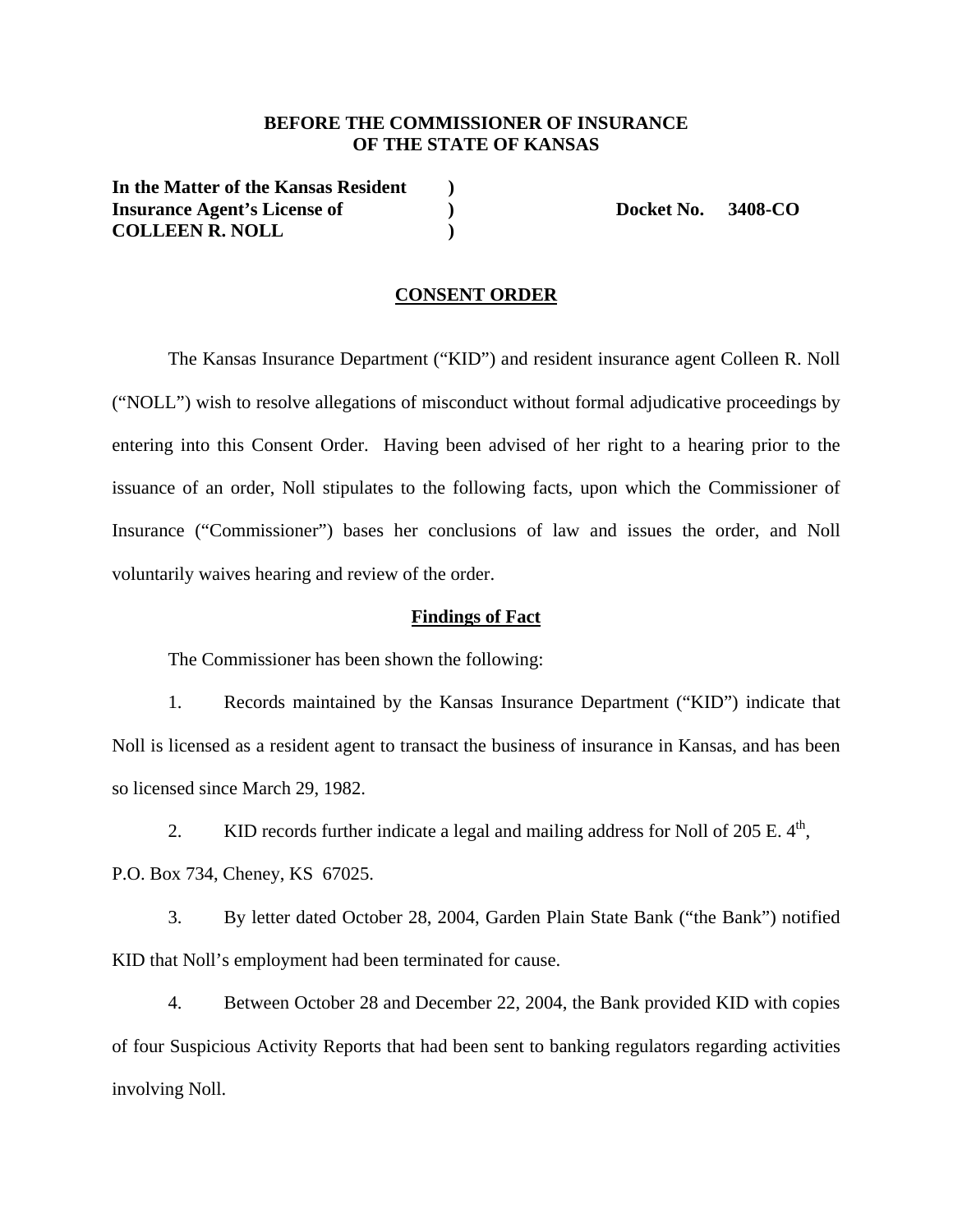**BEFORE THE COMMISSIONER OF INSURANCE**
**OF THE STATE OF KANSAS**

| | | |
|---|---|---|
| **In the Matter of the Kansas Resident** | **)** | |
| **Insurance Agent's License of** | **)** | **Docket No. 3408-CO** |
| **COLLEEN R. NOLL** | **)** | |

## CONSENT ORDER

The Kansas Insurance Department ("KID") and resident insurance agent Colleen R. Noll ("NOLL") wish to resolve allegations of misconduct without formal adjudicative proceedings by entering into this Consent Order. Having been advised of her right to a hearing prior to the issuance of an order, Noll stipulates to the following facts, upon which the Commissioner of Insurance ("Commissioner") bases her conclusions of law and issues the order, and Noll voluntarily waives hearing and review of the order.

### Findings of Fact

The Commissioner has been shown the following:

1. Records maintained by the Kansas Insurance Department ("KID") indicate that Noll is licensed as a resident agent to transact the business of insurance in Kansas, and has been so licensed since March 29, 1982.

2. KID records further indicate a legal and mailing address for Noll of 205 E. 4th, P.O. Box 734, Cheney, KS 67025.

3. By letter dated October 28, 2004, Garden Plain State Bank ("the Bank") notified KID that Noll's employment had been terminated for cause.

4. Between October 28 and December 22, 2004, the Bank provided KID with copies of four Suspicious Activity Reports that had been sent to banking regulators regarding activities involving Noll.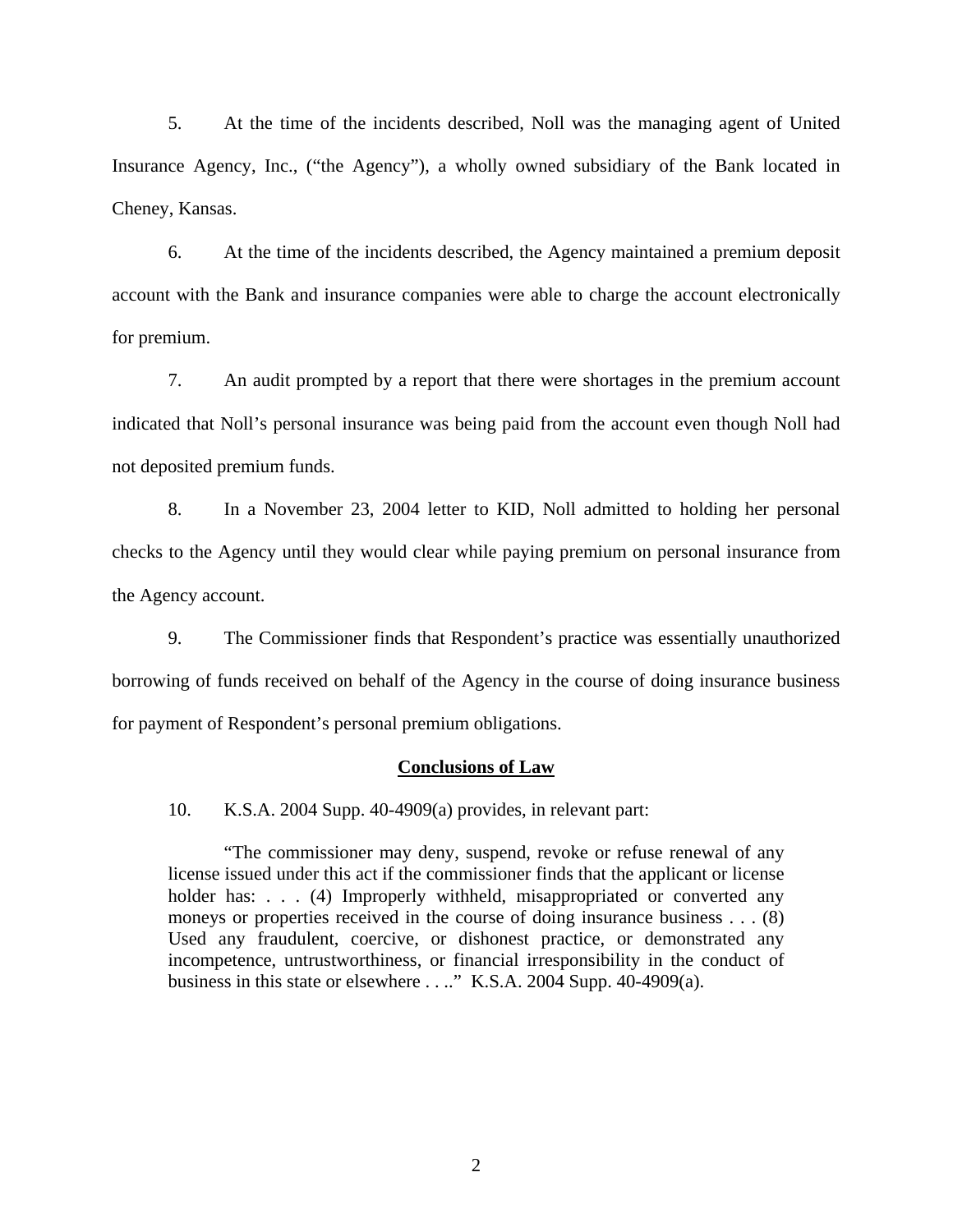5. At the time of the incidents described, Noll was the managing agent of United Insurance Agency, Inc., ("the Agency"), a wholly owned subsidiary of the Bank located in Cheney, Kansas.

6. At the time of the incidents described, the Agency maintained a premium deposit account with the Bank and insurance companies were able to charge the account electronically for premium.

7. An audit prompted by a report that there were shortages in the premium account indicated that Noll's personal insurance was being paid from the account even though Noll had not deposited premium funds.

8. In a November 23, 2004 letter to KID, Noll admitted to holding her personal checks to the Agency until they would clear while paying premium on personal insurance from the Agency account.

9. The Commissioner finds that Respondent's practice was essentially unauthorized borrowing of funds received on behalf of the Agency in the course of doing insurance business for payment of Respondent's personal premium obligations.

## **Conclusions of Law**

10. K.S.A. 2004 Supp. 40-4909(a) provides, in relevant part:

> "The commissioner may deny, suspend, revoke or refuse renewal of any license issued under this act if the commissioner finds that the applicant or license holder has: . . . (4) Improperly withheld, misappropriated or converted any moneys or properties received in the course of doing insurance business . . . (8) Used any fraudulent, coercive, or dishonest practice, or demonstrated any incompetence, untrustworthiness, or financial irresponsibility in the conduct of business in this state or elsewhere . . .." K.S.A. 2004 Supp. 40-4909(a).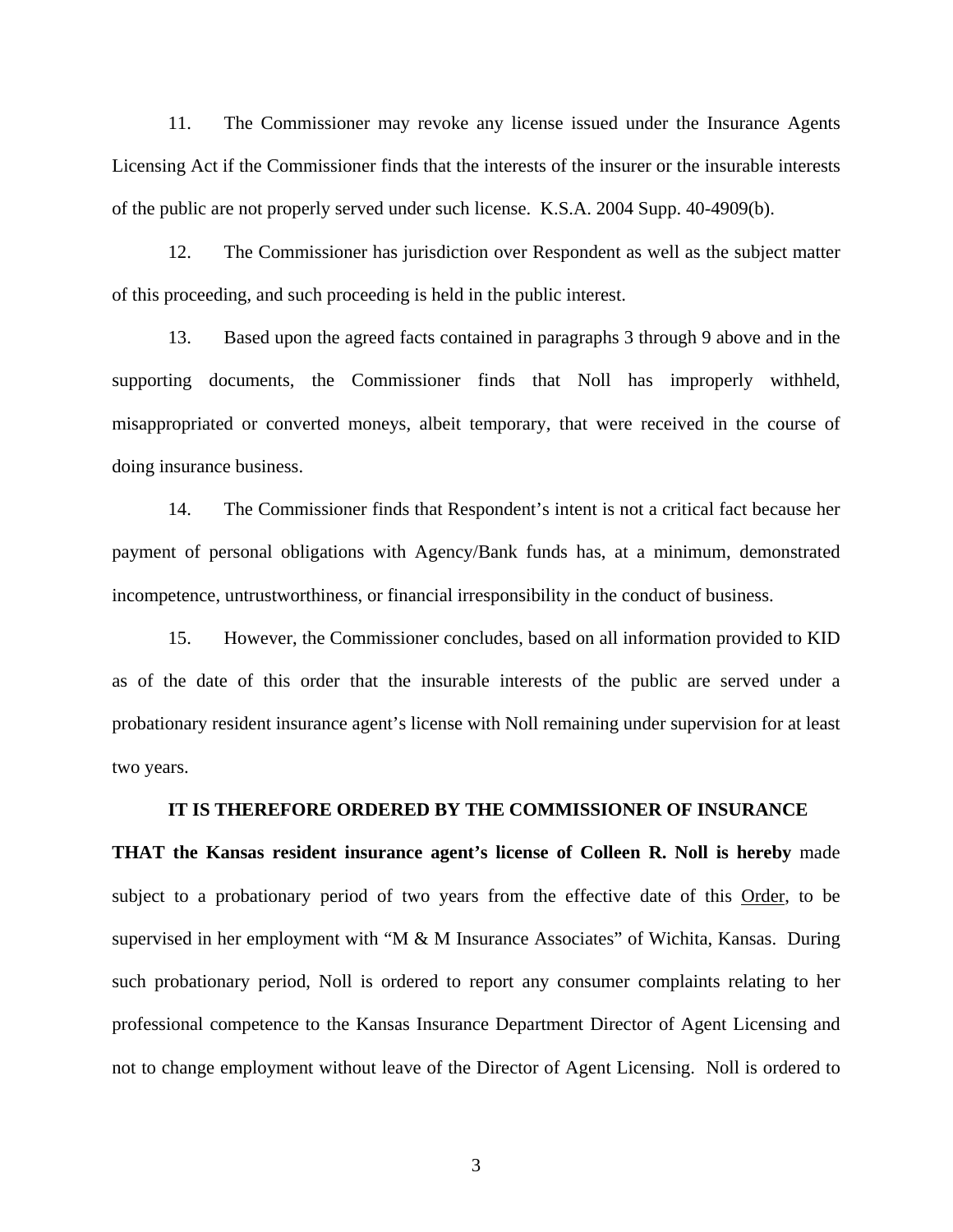11. The Commissioner may revoke any license issued under the Insurance Agents Licensing Act if the Commissioner finds that the interests of the insurer or the insurable interests of the public are not properly served under such license. K.S.A. 2004 Supp. 40-4909(b).

12. The Commissioner has jurisdiction over Respondent as well as the subject matter of this proceeding, and such proceeding is held in the public interest.

13. Based upon the agreed facts contained in paragraphs 3 through 9 above and in the supporting documents, the Commissioner finds that Noll has improperly withheld, misappropriated or converted moneys, albeit temporary, that were received in the course of doing insurance business.

14. The Commissioner finds that Respondent's intent is not a critical fact because her payment of personal obligations with Agency/Bank funds has, at a minimum, demonstrated incompetence, untrustworthiness, or financial irresponsibility in the conduct of business.

15. However, the Commissioner concludes, based on all information provided to KID as of the date of this order that the insurable interests of the public are served under a probationary resident insurance agent's license with Noll remaining under supervision for at least two years.

**IT IS THEREFORE ORDERED BY THE COMMISSIONER OF INSURANCE THAT the Kansas resident insurance agent's license of Colleen R. Noll is hereby** made subject to a probationary period of two years from the effective date of this Order, to be supervised in her employment with "M & M Insurance Associates" of Wichita, Kansas. During such probationary period, Noll is ordered to report any consumer complaints relating to her professional competence to the Kansas Insurance Department Director of Agent Licensing and not to change employment without leave of the Director of Agent Licensing. Noll is ordered to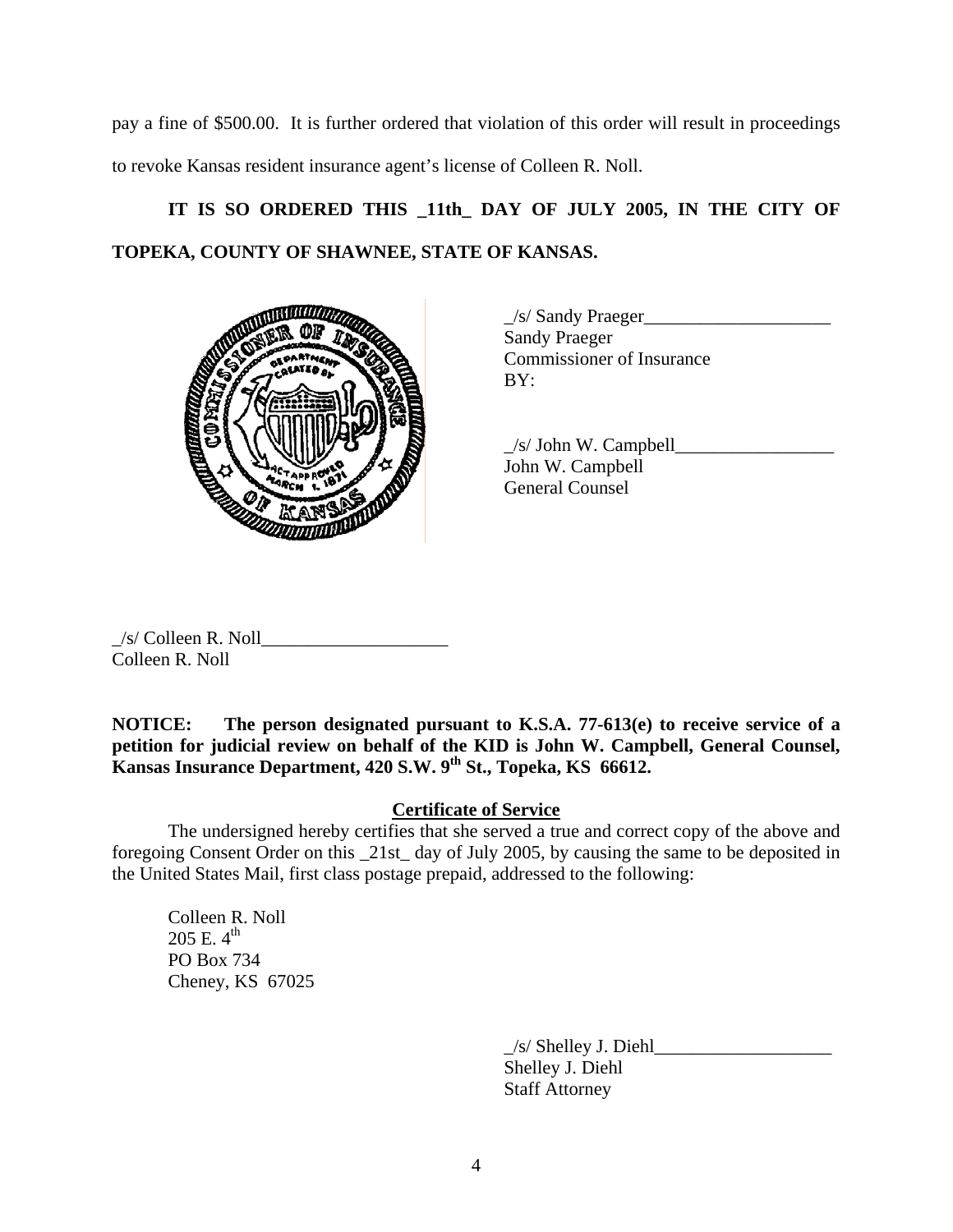pay a fine of $500.00. It is further ordered that violation of this order will result in proceedings to revoke Kansas resident insurance agent's license of Colleen R. Noll.

**IT IS SO ORDERED THIS _11th_ DAY OF JULY 2005, IN THE CITY OF TOPEKA, COUNTY OF SHAWNEE, STATE OF KANSAS.**

_/s/ Sandy Praeger____________________
Sandy Praeger
Commissioner of Insurance
BY:

_/s/ John W. Campbell_________________
John W. Campbell
General Counsel

_/s/ Colleen R. Noll____________________
Colleen R. Noll

**NOTICE: The person designated pursuant to K.S.A. 77-613(e) to receive service of a petition for judicial review on behalf of the KID is John W. Campbell, General Counsel, Kansas Insurance Department, 420 S.W. 9th St., Topeka, KS 66612.**

**Certificate of Service**

The undersigned hereby certifies that she served a true and correct copy of the above and foregoing Consent Order on this _21st_ day of July 2005, by causing the same to be deposited in the United States Mail, first class postage prepaid, addressed to the following:

Colleen R. Noll
205 E. 4th
PO Box 734
Cheney, KS 67025

_/s/ Shelley J. Diehl___________________
Shelley J. Diehl
Staff Attorney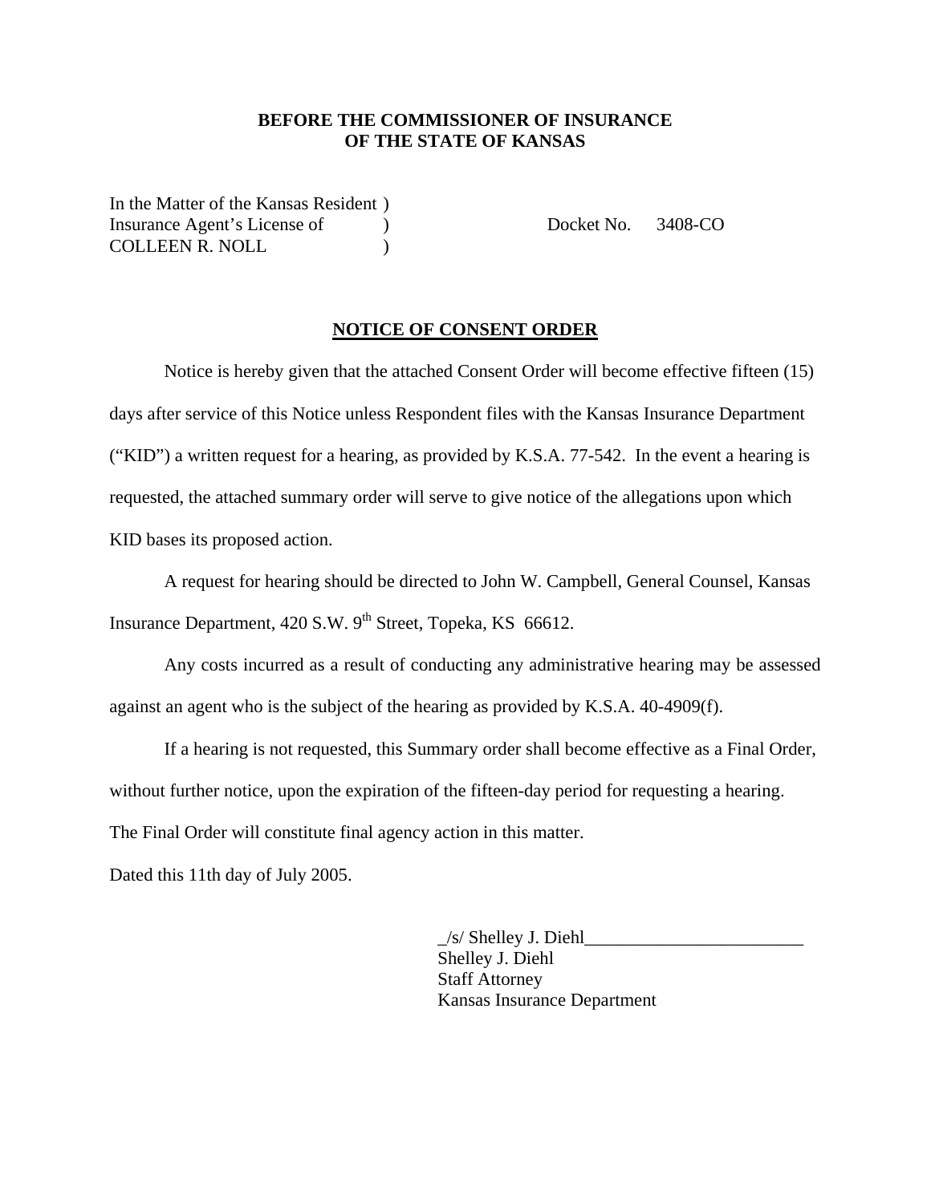**BEFORE THE COMMISSIONER OF INSURANCE**
**OF THE STATE OF KANSAS**

In the Matter of the Kansas Resident )
Insurance Agent's License of )
COLLEEN R. NOLL )

Docket No. 3408-CO

## NOTICE OF CONSENT ORDER

Notice is hereby given that the attached Consent Order will become effective fifteen (15) days after service of this Notice unless Respondent files with the Kansas Insurance Department ("KID") a written request for a hearing, as provided by K.S.A. 77-542. In the event a hearing is requested, the attached summary order will serve to give notice of the allegations upon which KID bases its proposed action.

A request for hearing should be directed to John W. Campbell, General Counsel, Kansas Insurance Department, 420 S.W. 9th Street, Topeka, KS 66612.

Any costs incurred as a result of conducting any administrative hearing may be assessed against an agent who is the subject of the hearing as provided by K.S.A. 40-4909(f).

If a hearing is not requested, this Summary order shall become effective as a Final Order, without further notice, upon the expiration of the fifteen-day period for requesting a hearing. The Final Order will constitute final agency action in this matter.

Dated this 11th day of July 2005.

_/s/ Shelley J. Diehl________________________
Shelley J. Diehl
Staff Attorney
Kansas Insurance Department